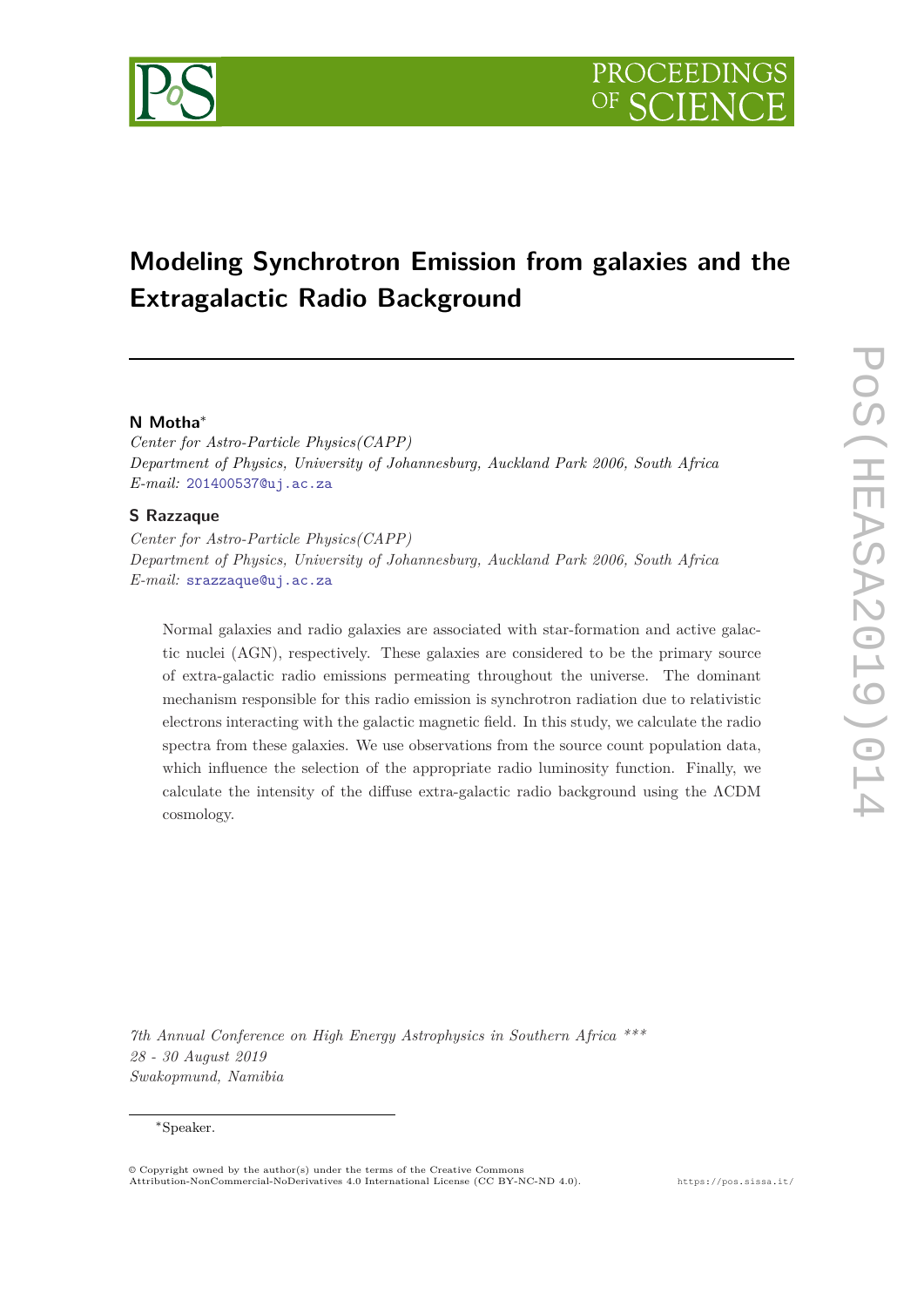# Modeling Synchrotron Emission from galaxies and the Extragalactic Radio Background

**N Motha**[*]

*Center for Astro-Particle Physics(CAPP)*
*Department of Physics, University of Johannesburg, Auckland Park 2006, South Africa*
*E-mail:* 201400537@uj.ac.za

**S Razzaque**

*Center for Astro-Particle Physics(CAPP)*
*Department of Physics, University of Johannesburg, Auckland Park 2006, South Africa*
*E-mail:* srazzaque@uj.ac.za

Normal galaxies and radio galaxies are associated with star-formation and active galactic nuclei (AGN), respectively. These galaxies are considered to be the primary source of extra-galactic radio emissions permeating throughout the universe. The dominant mechanism responsible for this radio emission is synchrotron radiation due to relativistic electrons interacting with the galactic magnetic field. In this study, we calculate the radio spectra from these galaxies. We use observations from the source count population data, which influence the selection of the appropriate radio luminosity function. Finally, we calculate the intensity of the diffuse extra-galactic radio background using the ΛCDM cosmology.

*7th Annual Conference on High Energy Astrophysics in Southern Africa \*\*\**
*28 - 30 August 2019*
*Swakopmund, Namibia*

[*]Speaker.

© Copyright owned by the author(s) under the terms of the Creative Commons Attribution-NonCommercial-NoDerivatives 4.0 International License (CC BY-NC-ND 4.0).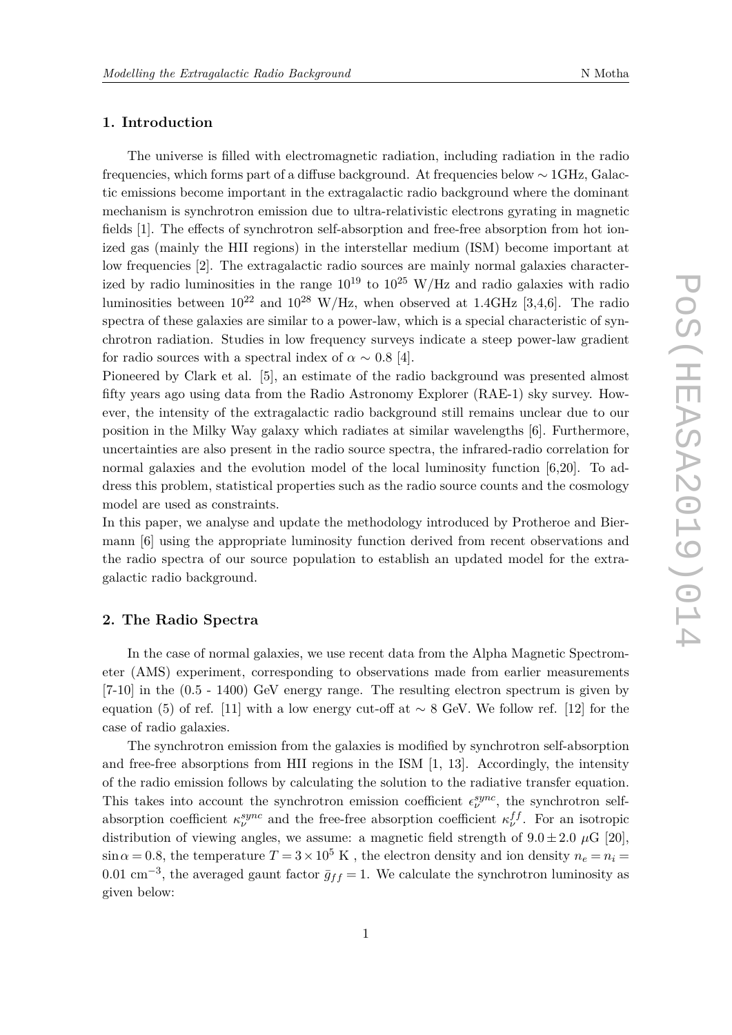## 1. Introduction

The universe is filled with electromagnetic radiation, including radiation in the radio frequencies, which forms part of a diffuse background. At frequencies below $\sim$ 1GHz, Galactic emissions become important in the extragalactic radio background where the dominant mechanism is synchrotron emission due to ultra-relativistic electrons gyrating in magnetic fields [1]. The effects of synchrotron self-absorption and free-free absorption from hot ionized gas (mainly the HII regions) in the interstellar medium (ISM) become important at low frequencies [2]. The extragalactic radio sources are mainly normal galaxies characterized by radio luminosities in the range $10^{19}$ to $10^{25}$ W/Hz and radio galaxies with radio luminosities between $10^{22}$ and $10^{28}$ W/Hz, when observed at 1.4GHz [3,4,6]. The radio spectra of these galaxies are similar to a power-law, which is a special characteristic of synchrotron radiation. Studies in low frequency surveys indicate a steep power-law gradient for radio sources with a spectral index of $\alpha \sim 0.8$ [4].

Pioneered by Clark et al. [5], an estimate of the radio background was presented almost fifty years ago using data from the Radio Astronomy Explorer (RAE-1) sky survey. However, the intensity of the extragalactic radio background still remains unclear due to our position in the Milky Way galaxy which radiates at similar wavelengths [6]. Furthermore, uncertainties are also present in the radio source spectra, the infrared-radio correlation for normal galaxies and the evolution model of the local luminosity function [6,20]. To address this problem, statistical properties such as the radio source counts and the cosmology model are used as constraints.

In this paper, we analyse and update the methodology introduced by Protheroe and Biermann [6] using the appropriate luminosity function derived from recent observations and the radio spectra of our source population to establish an updated model for the extragalactic radio background.

## 2. The Radio Spectra

In the case of normal galaxies, we use recent data from the Alpha Magnetic Spectrometer (AMS) experiment, corresponding to observations made from earlier measurements [7-10] in the (0.5 - 1400) GeV energy range. The resulting electron spectrum is given by equation (5) of ref. [11] with a low energy cut-off at $\sim$ 8 GeV. We follow ref. [12] for the case of radio galaxies.

The synchrotron emission from the galaxies is modified by synchrotron self-absorption and free-free absorptions from HII regions in the ISM [1, 13]. Accordingly, the intensity of the radio emission follows by calculating the solution to the radiative transfer equation. This takes into account the synchrotron emission coefficient $\epsilon_\nu^{sync}$, the synchrotron self-absorption coefficient $\kappa_\nu^{sync}$ and the free-free absorption coefficient $\kappa_\nu^{ff}$. For an isotropic distribution of viewing angles, we assume: a magnetic field strength of $9.0 \pm 2.0$ $\mu$G [20], $\sin\alpha = 0.8$, the temperature $T = 3 \times 10^5$ K , the electron density and ion density $n_e = n_i = 0.01$ cm$^{-3}$, the averaged gaunt factor $\bar{g}_{ff} = 1$. We calculate the synchrotron luminosity as given below: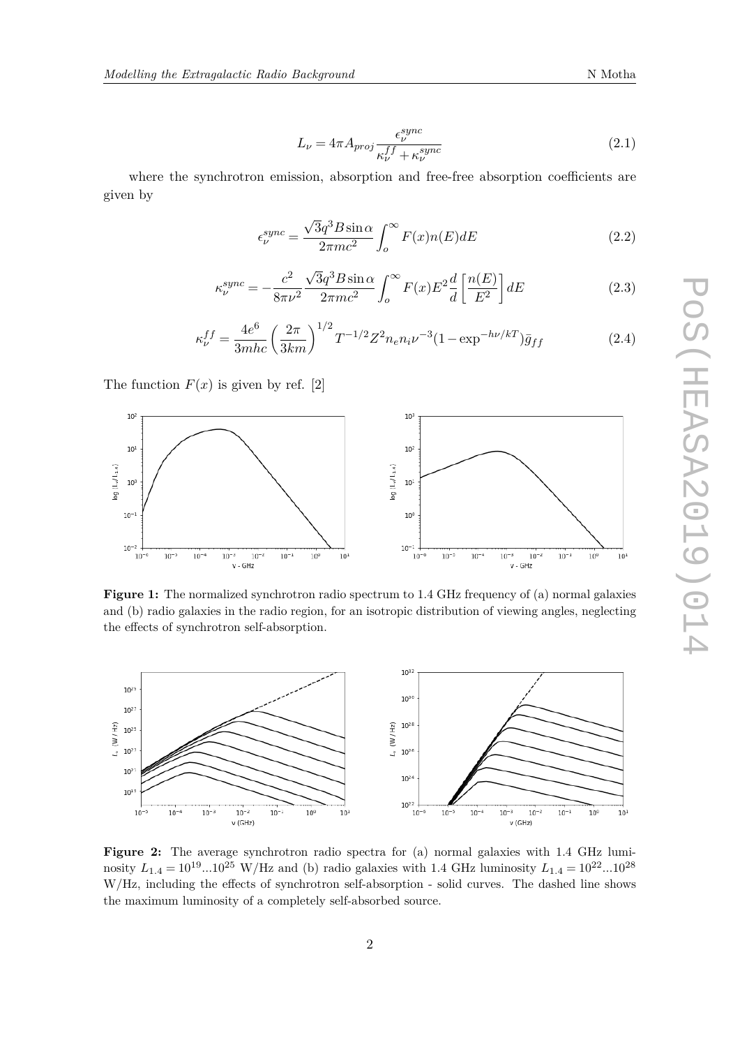$$L_\nu = 4\pi A_{proj} \frac{\epsilon_\nu^{sync}}{\kappa_\nu^{ff} + \kappa_\nu^{sync}} \tag{2.1}$$

where the synchrotron emission, absorption and free-free absorption coefficients are given by

$$\epsilon_\nu^{sync} = \frac{\sqrt{3} q^3 B \sin\alpha}{2\pi m c^2} \int_o^\infty F(x) n(E) dE \tag{2.2}$$

$$\kappa_\nu^{sync} = -\frac{c^2}{8\pi\nu^2} \frac{\sqrt{3} q^3 B \sin\alpha}{2\pi m c^2} \int_o^\infty F(x) E^2 \frac{d}{d}\left[\frac{n(E)}{E^2}\right] dE \tag{2.3}$$

$$\kappa_\nu^{ff} = \frac{4e^6}{3mhc}\left(\frac{2\pi}{3km}\right)^{1/2} T^{-1/2} Z^2 n_e n_i \nu^{-3} (1 - \exp^{-h\nu/kT}) \bar{g}_{ff} \tag{2.4}$$

The function $F(x)$ is given by ref. [2]

**Figure 1:** The normalized synchrotron radio spectrum to 1.4 GHz frequency of (a) normal galaxies and (b) radio galaxies in the radio region, for an isotropic distribution of viewing angles, neglecting the effects of synchrotron self-absorption.

**Figure 2:** The average synchrotron radio spectra for (a) normal galaxies with 1.4 GHz luminosity $L_{1.4} = 10^{19}...10^{25}$ W/Hz and (b) radio galaxies with 1.4 GHz luminosity $L_{1.4} = 10^{22}...10^{28}$ W/Hz, including the effects of synchrotron self-absorption - solid curves. The dashed line shows the maximum luminosity of a completely self-absorbed source.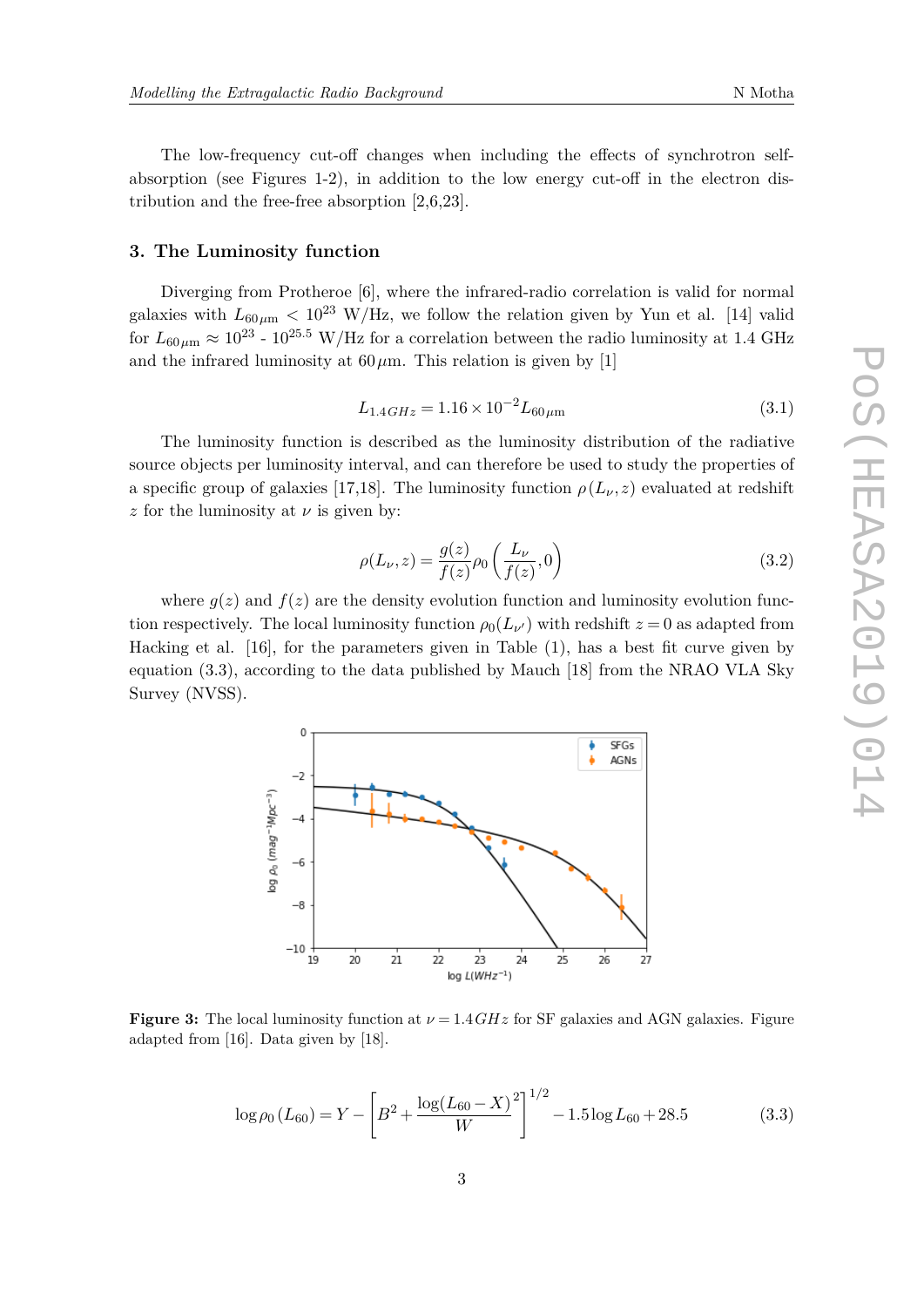The low-frequency cut-off changes when including the effects of synchrotron self-absorption (see Figures 1-2), in addition to the low energy cut-off in the electron distribution and the free-free absorption [2,6,23].

## 3. The Luminosity function

Diverging from Protheroe [6], where the infrared-radio correlation is valid for normal galaxies with $L_{60\mu\text{m}} < 10^{23}$ W/Hz, we follow the relation given by Yun et al. [14] valid for $L_{60\mu\text{m}} \approx 10^{23}$ - $10^{25.5}$ W/Hz for a correlation between the radio luminosity at 1.4 GHz and the infrared luminosity at $60\,\mu$m. This relation is given by [1]

$$L_{1.4GHz} = 1.16 \times 10^{-2} L_{60\mu\text{m}} \tag{3.1}$$

The luminosity function is described as the luminosity distribution of the radiative source objects per luminosity interval, and can therefore be used to study the properties of a specific group of galaxies [17,18]. The luminosity function $\rho(L_\nu, z)$ evaluated at redshift $z$ for the luminosity at $\nu$ is given by:

$$\rho(L_\nu, z) = \frac{g(z)}{f(z)} \rho_0 \left( \frac{L_\nu}{f(z)}, 0 \right) \tag{3.2}$$

where $g(z)$ and $f(z)$ are the density evolution function and luminosity evolution function respectively. The local luminosity function $\rho_0(L_{\nu'})$ with redshift $z = 0$ as adapted from Hacking et al. [16], for the parameters given in Table (1), has a best fit curve given by equation (3.3), according to the data published by Mauch [18] from the NRAO VLA Sky Survey (NVSS).

**Figure 3:** The local luminosity function at $\nu = 1.4\,GHz$ for SF galaxies and AGN galaxies. Figure adapted from [16]. Data given by [18].

$$\log \rho_0 (L_{60}) = Y - \left[ B^2 + \frac{\log(L_{60} - X)}{W}^2 \right]^{1/2} - 1.5 \log L_{60} + 28.5 \tag{3.3}$$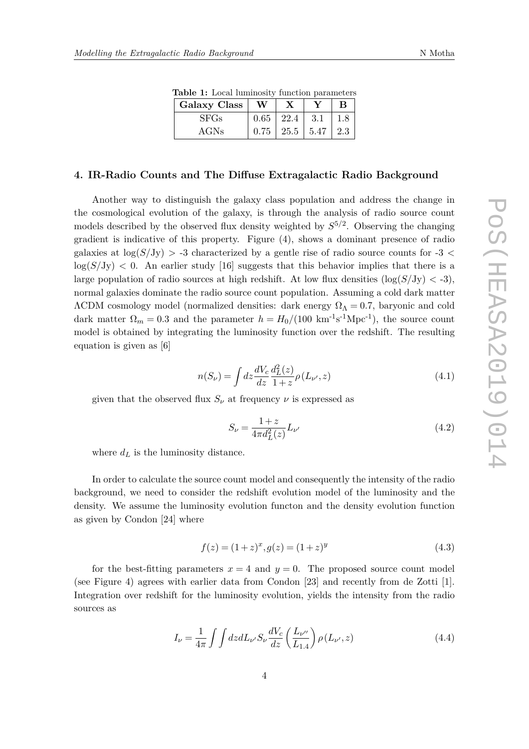**Table 1:** Local luminosity function parameters

| Galaxy Class | W | X | Y | B |
|---|---|---|---|---|
| SFGs | 0.65 | 22.4 | 3.1 | 1.8 |
| AGNs | 0.75 | 25.5 | 5.47 | 2.3 |

## 4. IR-Radio Counts and The Diffuse Extragalactic Radio Background

Another way to distinguish the galaxy class population and address the change in the cosmological evolution of the galaxy, is through the analysis of radio source count models described by the observed flux density weighted by $S^{5/2}$. Observing the changing gradient is indicative of this property. Figure (4), shows a dominant presence of radio galaxies at $\log(S/\text{Jy}) > -3$ characterized by a gentle rise of radio source counts for $-3 < \log(S/\text{Jy}) < 0$. An earlier study [16] suggests that this behavior implies that there is a large population of radio sources at high redshift. At low flux densities ($\log(S/\text{Jy}) < -3$), normal galaxies dominate the radio source count population. Assuming a cold dark matter ΛCDM cosmology model (normalized densities: dark energy $\Omega_\Lambda = 0.7$, baryonic and cold dark matter $\Omega_m = 0.3$ and the parameter $h = H_0/(100\ \text{km}^{-1}\text{s}^{-1}\text{Mpc}^{-1})$, the source count model is obtained by integrating the luminosity function over the redshift. The resulting equation is given as [6]

$$n(S_\nu) = \int dz \frac{dV_c}{dz} \frac{d_L^2(z)}{1+z} \rho(L_{\nu'}, z) \tag{4.1}$$

given that the observed flux $S_\nu$ at frequency $\nu$ is expressed as

$$S_\nu = \frac{1+z}{4\pi d_L^2(z)} L_{\nu'} \tag{4.2}$$

where $d_L$ is the luminosity distance.

In order to calculate the source count model and consequently the intensity of the radio background, we need to consider the redshift evolution model of the luminosity and the density. We assume the luminosity evolution functon and the density evolution function as given by Condon [24] where

$$f(z) = (1+z)^x, g(z) = (1+z)^y \tag{4.3}$$

for the best-fitting parameters $x = 4$ and $y = 0$. The proposed source count model (see Figure 4) agrees with earlier data from Condon [23] and recently from de Zotti [1]. Integration over redshift for the luminosity evolution, yields the intensity from the radio sources as

$$I_\nu = \frac{1}{4\pi} \int\int dz dL_{\nu'} S_\nu \frac{dV_c}{dz} \left(\frac{L_{\nu''}}{L_{1.4}}\right) \rho(L_{\nu'}, z) \tag{4.4}$$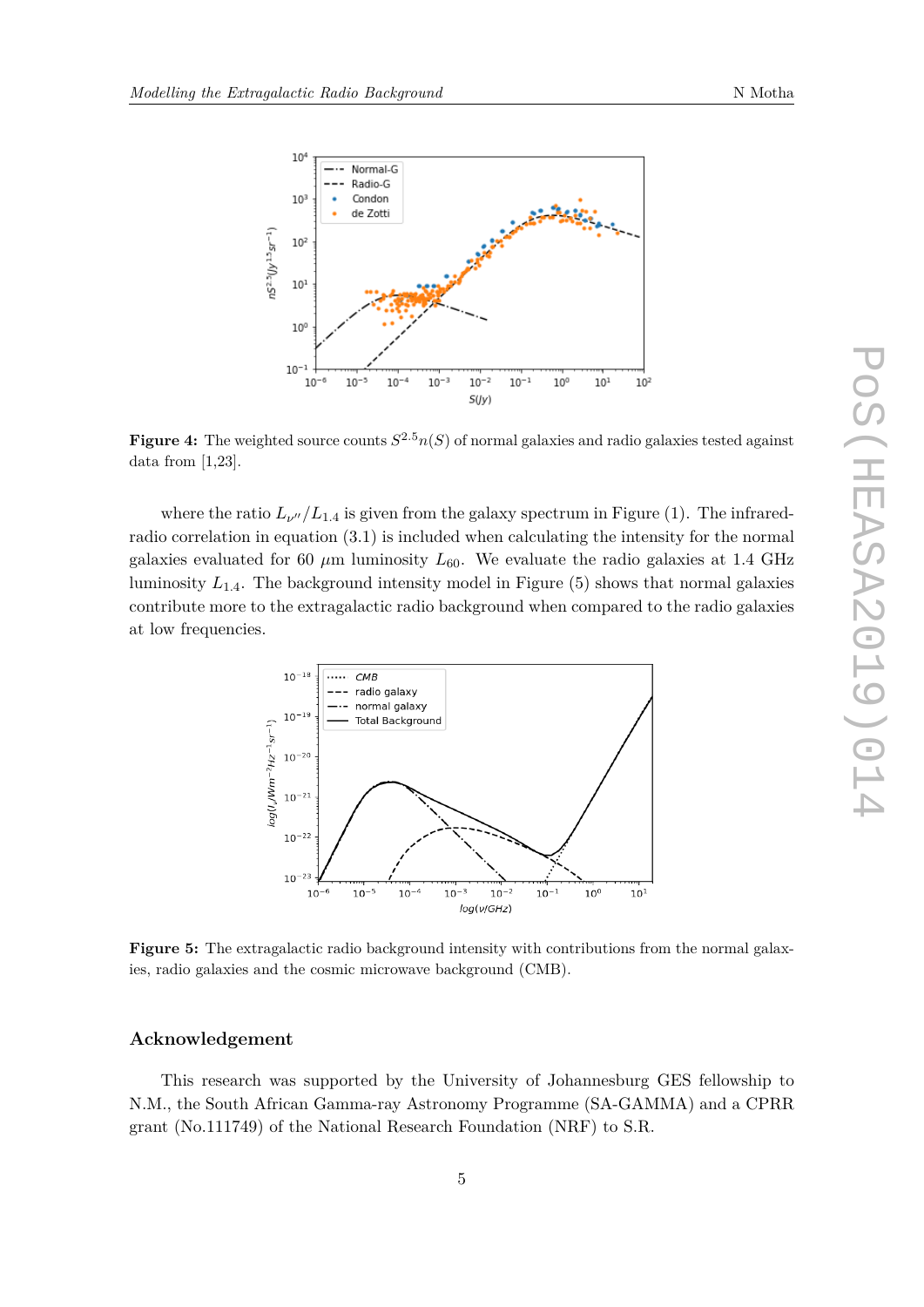**Figure 4:** The weighted source counts $S^{2.5}n(S)$ of normal galaxies and radio galaxies tested against data from [1,23].

where the ratio $L_{\nu''}/L_{1.4}$ is given from the galaxy spectrum in Figure (1). The infrared-radio correlation in equation (3.1) is included when calculating the intensity for the normal galaxies evaluated for 60 $\mu$m luminosity $L_{60}$. We evaluate the radio galaxies at 1.4 GHz luminosity $L_{1.4}$. The background intensity model in Figure (5) shows that normal galaxies contribute more to the extragalactic radio background when compared to the radio galaxies at low frequencies.

**Figure 5:** The extragalactic radio background intensity with contributions from the normal galaxies, radio galaxies and the cosmic microwave background (CMB).

## Acknowledgement

This research was supported by the University of Johannesburg GES fellowship to N.M., the South African Gamma-ray Astronomy Programme (SA-GAMMA) and a CPRR grant (No.111749) of the National Research Foundation (NRF) to S.R.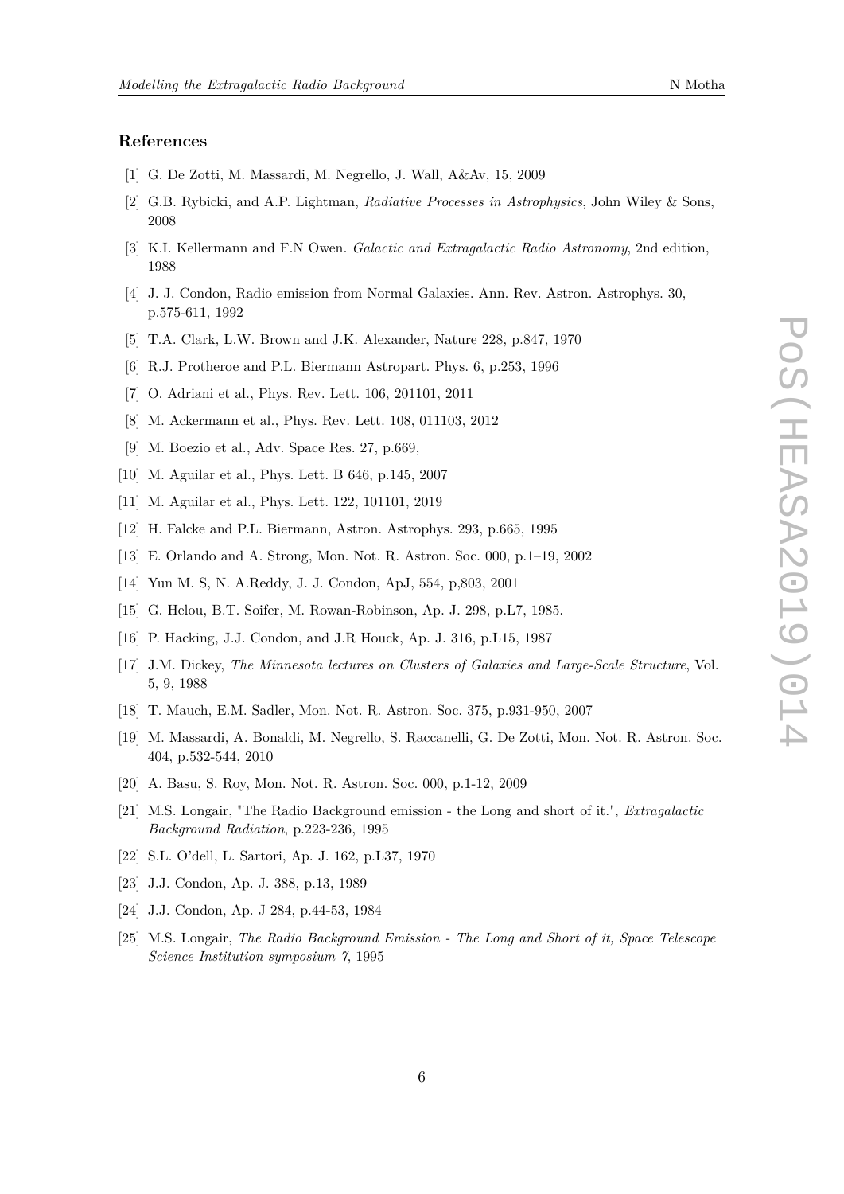## References

[1] G. De Zotti, M. Massardi, M. Negrello, J. Wall, A&Av, 15, 2009

[2] G.B. Rybicki, and A.P. Lightman, *Radiative Processes in Astrophysics*, John Wiley & Sons, 2008

[3] K.I. Kellermann and F.N Owen. *Galactic and Extragalactic Radio Astronomy*, 2nd edition, 1988

[4] J. J. Condon, Radio emission from Normal Galaxies. Ann. Rev. Astron. Astrophys. 30, p.575-611, 1992

[5] T.A. Clark, L.W. Brown and J.K. Alexander, Nature 228, p.847, 1970

[6] R.J. Protheroe and P.L. Biermann Astropart. Phys. 6, p.253, 1996

[7] O. Adriani et al., Phys. Rev. Lett. 106, 201101, 2011

[8] M. Ackermann et al., Phys. Rev. Lett. 108, 011103, 2012

[9] M. Boezio et al., Adv. Space Res. 27, p.669,

[10] M. Aguilar et al., Phys. Lett. B 646, p.145, 2007

[11] M. Aguilar et al., Phys. Lett. 122, 101101, 2019

[12] H. Falcke and P.L. Biermann, Astron. Astrophys. 293, p.665, 1995

[13] E. Orlando and A. Strong, Mon. Not. R. Astron. Soc. 000, p.1–19, 2002

[14] Yun M. S, N. A.Reddy, J. J. Condon, ApJ, 554, p,803, 2001

[15] G. Helou, B.T. Soifer, M. Rowan-Robinson, Ap. J. 298, p.L7, 1985.

[16] P. Hacking, J.J. Condon, and J.R Houck, Ap. J. 316, p.L15, 1987

[17] J.M. Dickey, *The Minnesota lectures on Clusters of Galaxies and Large-Scale Structure*, Vol. 5, 9, 1988

[18] T. Mauch, E.M. Sadler, Mon. Not. R. Astron. Soc. 375, p.931-950, 2007

[19] M. Massardi, A. Bonaldi, M. Negrello, S. Raccanelli, G. De Zotti, Mon. Not. R. Astron. Soc. 404, p.532-544, 2010

[20] A. Basu, S. Roy, Mon. Not. R. Astron. Soc. 000, p.1-12, 2009

[21] M.S. Longair, "The Radio Background emission - the Long and short of it.", *Extragalactic Background Radiation*, p.223-236, 1995

[22] S.L. O'dell, L. Sartori, Ap. J. 162, p.L37, 1970

[23] J.J. Condon, Ap. J. 388, p.13, 1989

[24] J.J. Condon, Ap. J 284, p.44-53, 1984

[25] M.S. Longair, *The Radio Background Emission - The Long and Short of it, Space Telescope Science Institution symposium 7*, 1995